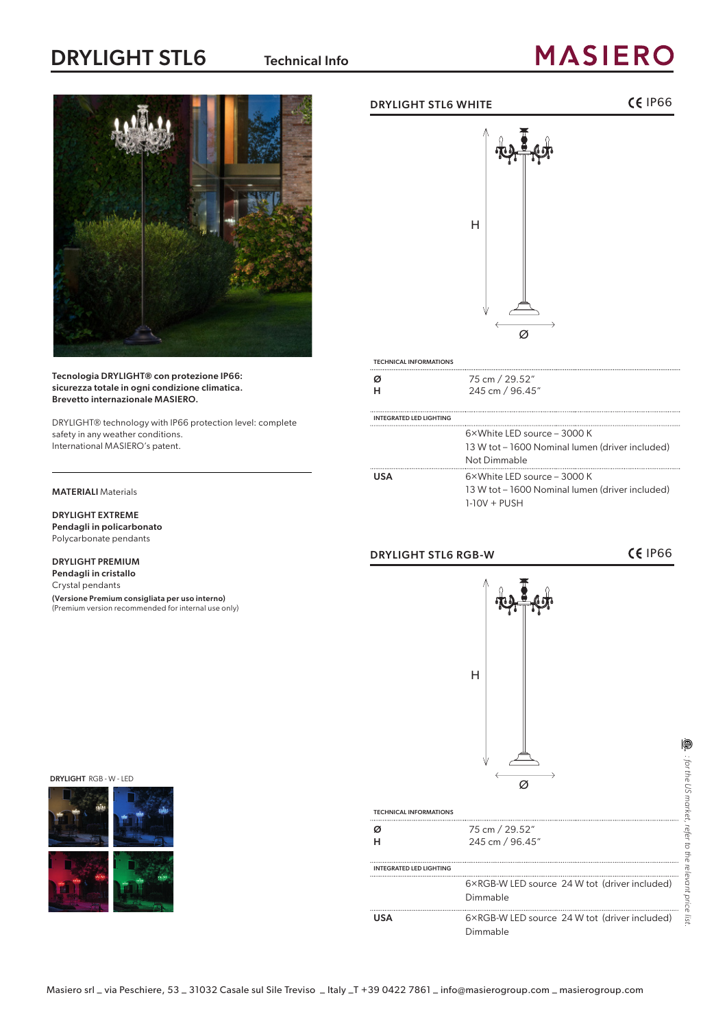# DRYLIGHT STL6

Technical Info

MASIERO

**Tecnologia DRYLIGHT® con protezione IP66: sicurezza totale in ogni condizione climatica. Brevetto internazionale MASIERO.**

DRYLIGHT® technology with IP66 protection level: complete safety in any weather conditions. International MASIERO's patent.

**MATERIALI** Materials

**DRYLIGHT EXTREME**
**Pendagli in policarbonato**
Polycarbonate pendants

**DRYLIGHT PREMIUM**
**Pendagli in cristallo**
Crystal pendants
**(Versione Premium consigliata per uso interno)**
(Premium version recommended for internal use only)

**DRYLIGHT** RGB - W - LED

## DRYLIGHT STL6 WHITE

CE IP66

H
Ø

TECHNICAL INFORMATIONS

| | |
|---|---|
| **Ø** | 75 cm / 29.52" |
| **H** | 245 cm / 96.45" |

INTEGRATED LED LIGHTING

| | |
|---|---|
| | 6×White LED source – 3000 K<br>13 W tot – 1600 Nominal lumen (driver included)<br>Not Dimmable |
| **USA** | 6×White LED source – 3000 K<br>13 W tot – 1600 Nominal lumen (driver included)<br>1-10V + PUSH |

## DRYLIGHT STL6 RGB-W

CE IP66

H
Ø

TECHNICAL INFORMATIONS

| | |
|---|---|
| **Ø** | 75 cm / 29.52" |
| **H** | 245 cm / 96.45" |

INTEGRATED LED LIGHTING

| | |
|---|---|
| | 6×RGB-W LED source 24 W tot (driver included)<br>Dimmable |
| **USA** | 6×RGB-W LED source 24 W tot (driver included)<br>Dimmable |

*: for the US market, refer to the relevant price list.*

Masiero srl _ via Peschiere, 53 _ 31032 Casale sul Sile Treviso _ Italy _T +39 0422 7861 _ info@masierogroup.com _ masierogroup.com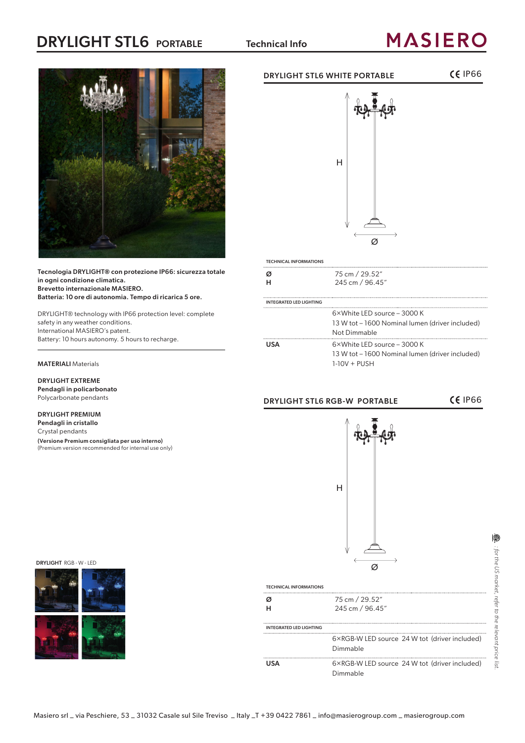# DRYLIGHT STL6 PORTABLE

Technical Info

MASIERO

**Tecnologia DRYLIGHT® con protezione IP66: sicurezza totale in ogni condizione climatica.**
**Brevetto internazionale MASIERO.**
**Batteria: 10 ore di autonomia. Tempo di ricarica 5 ore.**

DRYLIGHT® technology with IP66 protection level: complete safety in any weather conditions.
International MASIERO's patent.
Battery: 10 hours autonomy. 5 hours to recharge.

**MATERIALI** Materials

**DRYLIGHT EXTREME**
**Pendagli in policarbonato**
Polycarbonate pendants

**DRYLIGHT PREMIUM**
**Pendagli in cristallo**
Crystal pendants
**(Versione Premium consigliata per uso interno)**
(Premium version recommended for internal use only)

**DRYLIGHT** RGB - W - LED

## DRYLIGHT STL6 WHITE PORTABLE

CE IP66

H

Ø

TECHNICAL INFORMATIONS

| | |
|---|---|
| **Ø** | 75 cm / 29.52″ |
| **H** | 245 cm / 96.45″ |

INTEGRATED LED LIGHTING

| | |
|---|---|
| | 6×White LED source – 3000 K<br>13 W tot – 1600 Nominal lumen (driver included)<br>Not Dimmable |
| **USA** | 6×White LED source – 3000 K<br>13 W tot – 1600 Nominal lumen (driver included)<br>1-10V + PUSH |

## DRYLIGHT STL6 RGB-W PORTABLE

CE IP66

H

Ø

TECHNICAL INFORMATIONS

| | |
|---|---|
| **Ø** | 75 cm / 29.52″ |
| **H** | 245 cm / 96.45″ |

INTEGRATED LED LIGHTING

| | |
|---|---|
| | 6×RGB-W LED source 24 W tot (driver included)<br>Dimmable |
| **USA** | 6×RGB-W LED source 24 W tot (driver included)<br>Dimmable |

*: for the US market, refer to the relevant price list.*

Masiero srl _ via Peschiere, 53 _ 31032 Casale sul Sile Treviso _ Italy _T +39 0422 7861 _ info@masierogroup.com _ masierogroup.com